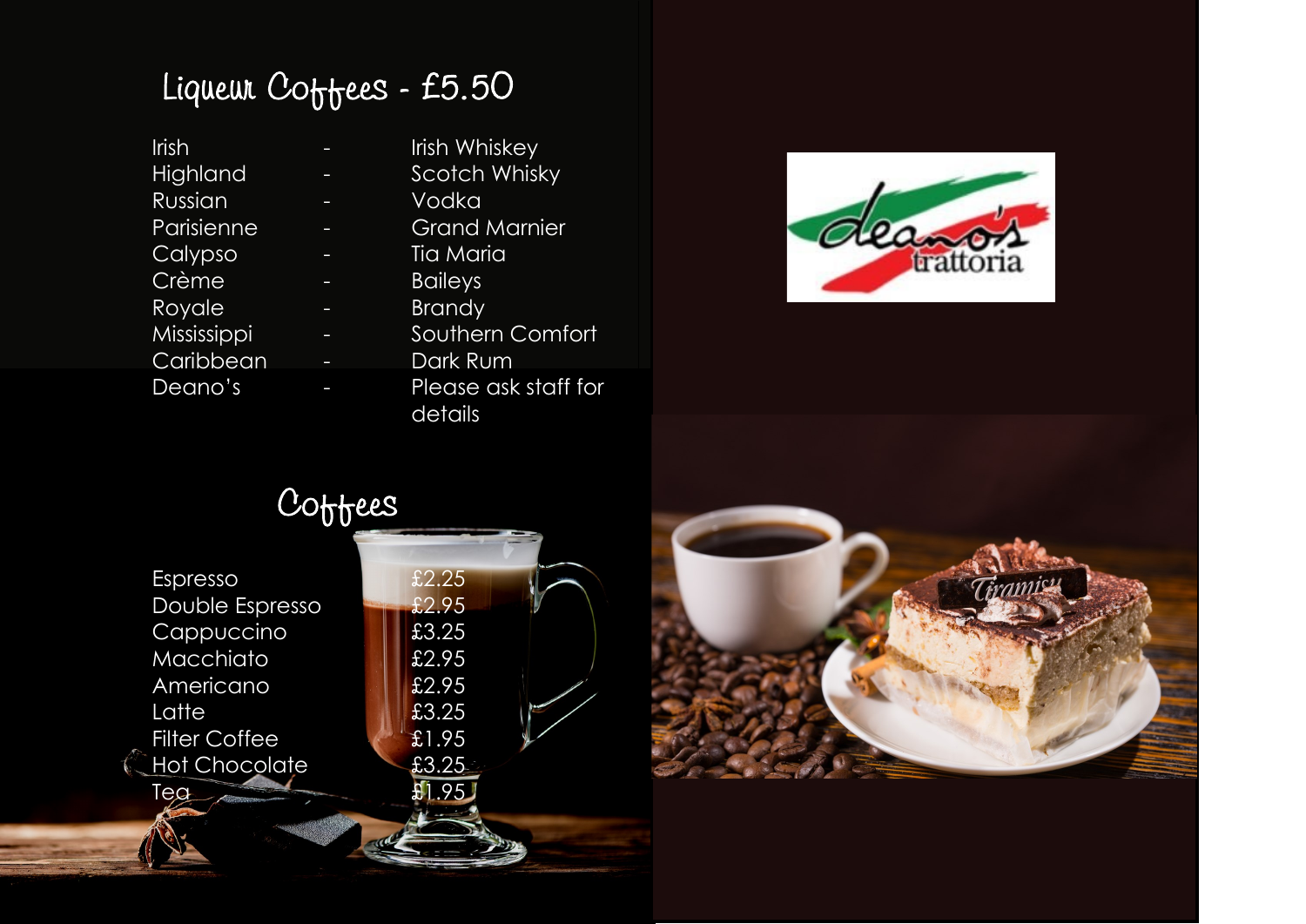## Liqueur Coffees - £5.50

| | | |
|---|---|---|
| Irish | - | Irish Whiskey |
| Highland | - | Scotch Whisky |
| Russian | - | Vodka |
| Parisienne | - | Grand Marnier |
| Calypso | - | Tia Maria |
| Crème | - | Baileys |
| Royale | - | Brandy |
| Mississippi | - | Southern Comfort |
| Caribbean | - | Dark Rum |
| Deano's | - | Please ask staff for details |

## Coffees

| | |
|---|---|
| Espresso | £2.25 |
| Double Espresso | £2.95 |
| Cappuccino | £3.25 |
| Macchiato | £2.95 |
| Americano | £2.95 |
| Latte | £3.25 |
| Filter Coffee | £1.95 |
| Hot Chocolate | £3.25 |
| Tea | £1.95 |

deano's trattoria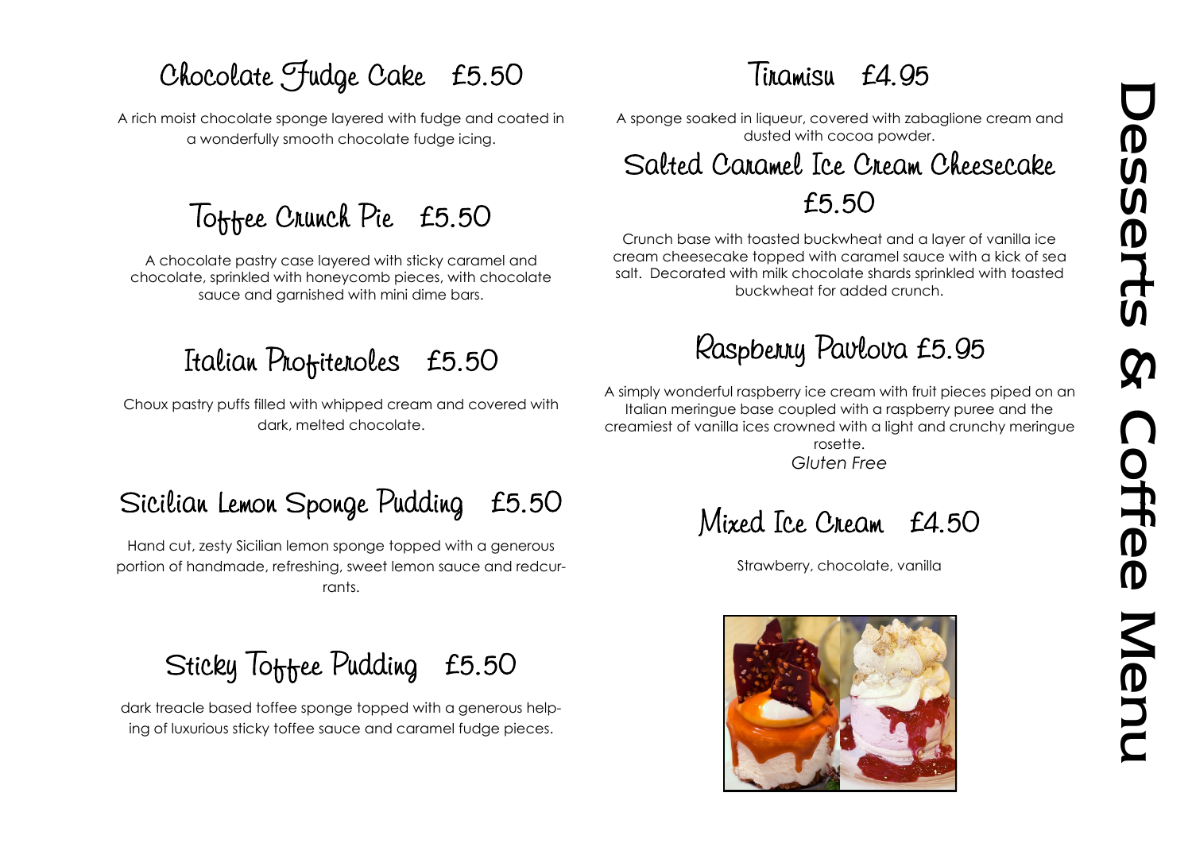# Desserts & Coffee Menu

## Chocolate Fudge Cake £5.50

A rich moist chocolate sponge layered with fudge and coated in a wonderfully smooth chocolate fudge icing.

## Toffee Crunch Pie £5.50

A chocolate pastry case layered with sticky caramel and chocolate, sprinkled with honeycomb pieces, with chocolate sauce and garnished with mini dime bars.

## Italian Profiteroles £5.50

Choux pastry puffs filled with whipped cream and covered with dark, melted chocolate.

## Sicilian Lemon Sponge Pudding £5.50

Hand cut, zesty Sicilian lemon sponge topped with a generous portion of handmade, refreshing, sweet lemon sauce and redcurrants.

## Sticky Toffee Pudding £5.50

dark treacle based toffee sponge topped with a generous helping of luxurious sticky toffee sauce and caramel fudge pieces.

## Tiramisu £4.95

A sponge soaked in liqueur, covered with zabaglione cream and dusted with cocoa powder.

## Salted Caramel Ice Cream Cheesecake £5.50

Crunch base with toasted buckwheat and a layer of vanilla ice cream cheesecake topped with caramel sauce with a kick of sea salt. Decorated with milk chocolate shards sprinkled with toasted buckwheat for added crunch.

## Raspberry Pavlova £5.95

A simply wonderful raspberry ice cream with fruit pieces piped on an Italian meringue base coupled with a raspberry puree and the creamiest of vanilla ices crowned with a light and crunchy meringue rosette.

*Gluten Free*

## Mixed Ice Cream £4.50

Strawberry, chocolate, vanilla